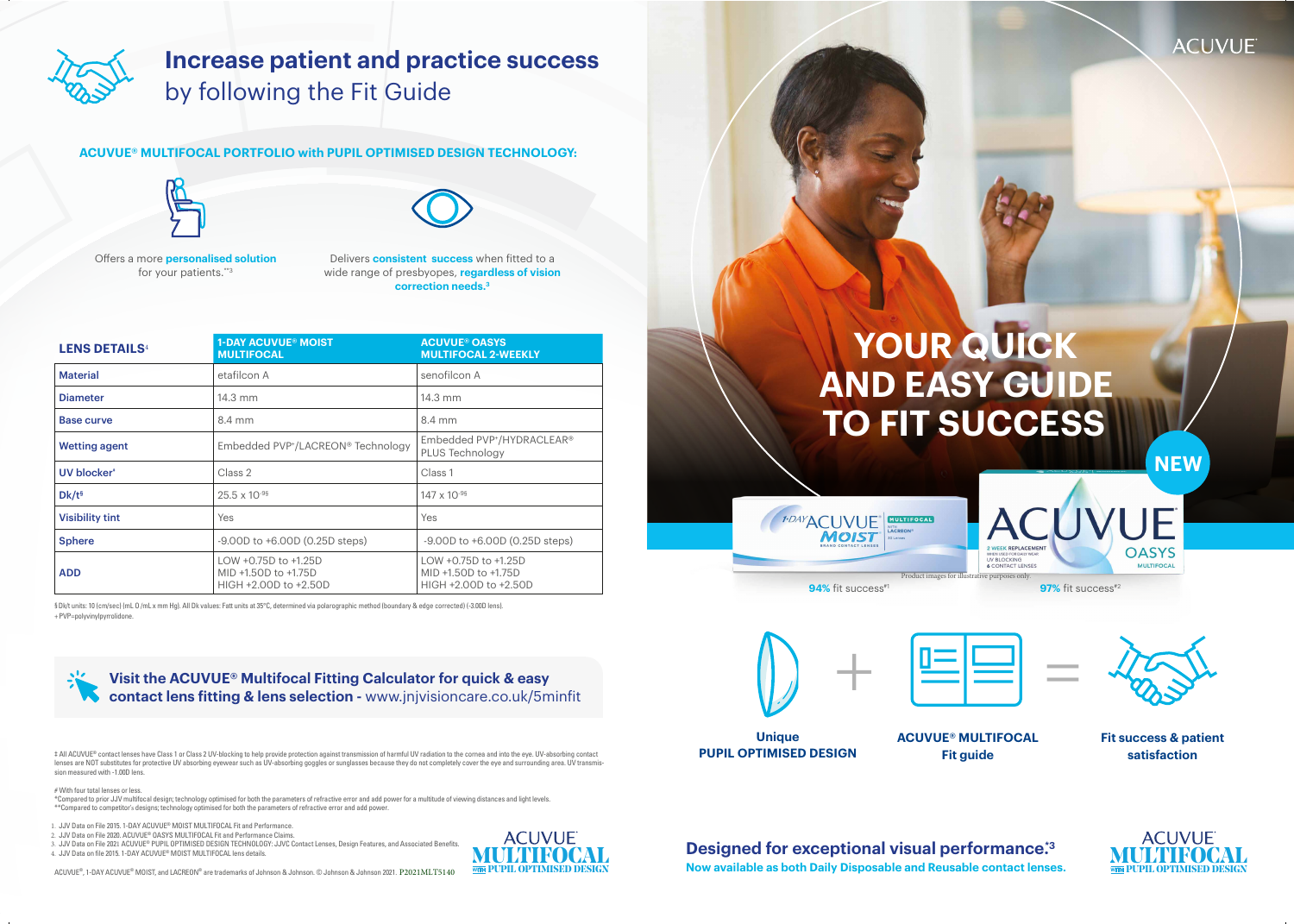# Increase patient and practice success by following the Fit Guide

**ACUVUE® MULTIFOCAL PORTFOLIO with PUPIL OPTIMISED DESIGN TECHNOLOGY:**

Offers a more **personalised solution** for your patients.**3

Delivers **consistent success** when fitted to a wide range of presbyopes, **regardless of vision correction needs.**[3]

| LENS DETAILS[4] | 1-DAY ACUVUE® MOIST MULTIFOCAL | ACUVUE® OASYS MULTIFOCAL 2-WEEKLY |
|---|---|---|
| Material | etafilcon A | senofilcon A |
| Diameter | 14.3 mm | 14.3 mm |
| Base curve | 8.4 mm | 8.4 mm |
| Wetting agent | Embedded PVP+/LACREON® Technology | Embedded PVP+/HYDRACLEAR® PLUS Technology |
| UV blocker‡ | Class 2 | Class 1 |
| Dk/t§ | 25.5 x $10^{-9}$ | 147 x $10^{-9}$ |
| Visibility tint | Yes | Yes |
| Sphere | -9.00D to +6.00D (0.25D steps) | -9.00D to +6.00D (0.25D steps) |
| ADD | LOW +0.75D to +1.25D<br>MID +1.50D to +1.75D<br>HIGH +2.00D to +2.50D | LOW +0.75D to +1.25D<br>MID +1.50D to +1.75D<br>HIGH +2.00D to +2.50D |

§ Dk/t units: 10 (cm/sec) (mL O /mL x mm Hg). All Dk values: Fatt units at 35°C, determined via polarographic method (boundary & edge corrected) (-3.00D lens).
+ PVP=polyvinylpyrrolidone.

**Visit the ACUVUE® Multifocal Fitting Calculator for quick & easy contact lens fitting & lens selection -** www.jnjvisioncare.co.uk/5minfit

‡ All ACUVUE® contact lenses have Class 1 or Class 2 UV-blocking to help provide protection against transmission of harmful UV radiation to the cornea and into the eye. UV-absorbing contact lenses are NOT substitutes for protective UV absorbing eyewear such as UV-absorbing goggles or sunglasses because they do not completely cover the eye and surrounding area. UV transmission measured with -1.00D lens.

# With four total lenses or less.
*Compared to prior JJV multifocal design; technology optimised for both the parameters of refractive error and add power for a multitude of viewing distances and light levels.
**Compared to competitor's designs; technology optimised for both the parameters of refractive error and add power.

1. JJV Data on File 2015. 1-DAY ACUVUE® MOIST MULTIFOCAL Fit and Performance.
2. JJV Data on File 2020. ACUVUE® OASYS MULTIFOCAL Fit and Performance Claims.
3. JJV Data on File 2021. ACUVUE® PUPIL OPTIMISED DESIGN TECHNOLOGY: JJVC Contact Lenses, Design Features, and Associated Benefits.
4. JJV Data on file 2015. 1-DAY ACUVUE® MOIST MULTIFOCAL lens details.

ACUVUE®, 1-DAY ACUVUE® MOIST, and LACREON® are trademarks of Johnson & Johnson. © Johnson & Johnson 2021. P2021MLT5140

ACUVUE® MULTIFOCAL WITH PUPIL OPTIMISED DESIGN

ACUVUE®

# YOUR QUICK AND EASY GUIDE TO FIT SUCCESS

NEW

Product images for illustrative purposes only.

**94%** fit success#1

**97%** fit success#2

**Unique PUPIL OPTIMISED DESIGN** + **ACUVUE® MULTIFOCAL Fit guide** = **Fit success & patient satisfaction**

**Designed for exceptional visual performance.*3**

**Now available as both Daily Disposable and Reusable contact lenses.**

ACUVUE® MULTIFOCAL WITH PUPIL OPTIMISED DESIGN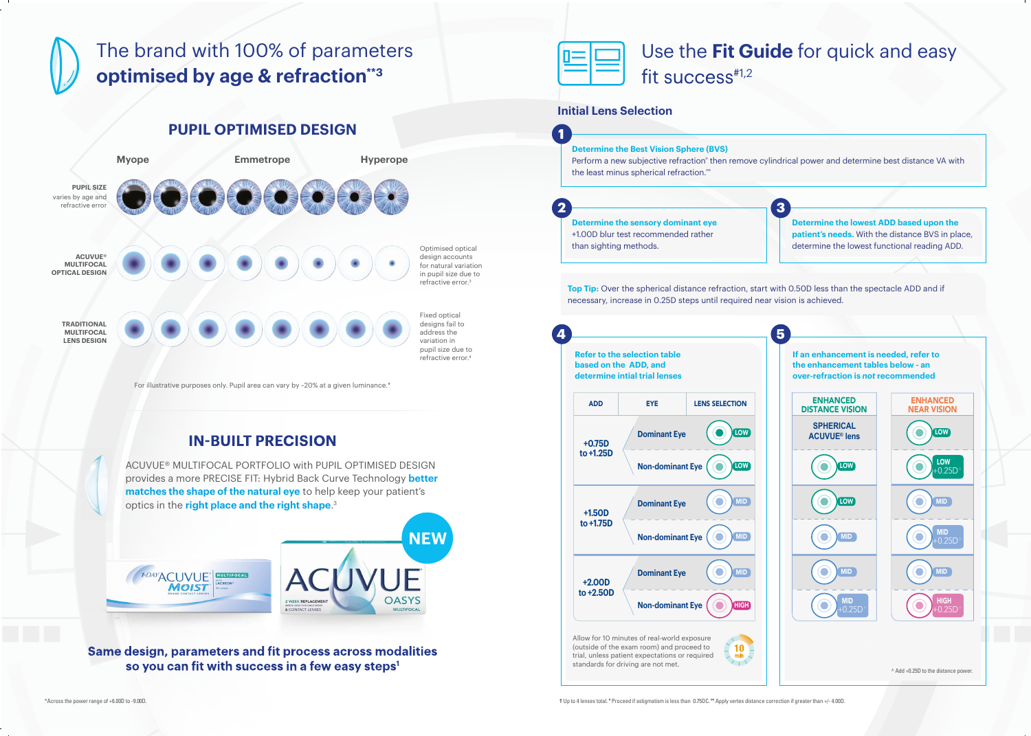# The brand with 100% of parameters **optimised by age & refraction**[**3]

## PUPIL OPTIMISED DESIGN

Myope — Emmetrope — Hyperope

PUPIL SIZE varies by age and refractive error

ACUVUE® MULTIFOCAL OPTICAL DESIGN

Optimised optical design accounts for natural variation in pupil size due to refractive error.[3]

TRADITIONAL MULTIFOCAL LENS DESIGN

Fixed optical designs fail to address the variation in pupil size due to refractive error.[4]

For illustrative purposes only. Pupil area can vary by ~20% at a given luminance.[4]

## IN-BUILT PRECISION

ACUVUE® MULTIFOCAL PORTFOLIO with PUPIL OPTIMISED DESIGN provides a more PRECISE FIT: Hybrid Back Curve Technology **better matches the shape of the natural eye** to help keep your patient's optics in the **right place and the right shape.**[3]

1-DAY ACUVUE® MOIST® MULTIFOCAL

NEW ACUVUE® OASYS MULTIFOCAL

**Same design, parameters and fit process across modalities so you can fit with success in a few easy steps**[1]

*Across the power range of +6.00D to -9.00D.

# Use the **Fit Guide** for quick and easy fit success[#1,2]

### Initial Lens Selection

**1** **Determine the Best Vision Sphere (BVS)**
Perform a new subjective refraction* then remove cylindrical power and determine best distance VA with the least minus spherical refraction.**

**2** **Determine the sensory dominant eye**
+1.00D blur test recommended rather than sighting methods.

**3** **Determine the lowest ADD based upon the patient's needs.** With the distance BVS in place, determine the lowest functional reading ADD.

**Top Tip:** Over the spherical distance refraction, start with 0.50D less than the spectacle ADD and if necessary, increase in 0.25D steps until required near vision is achieved.

**4** **Refer to the selection table based on the ADD, and determine intial trial lenses**

| ADD | EYE | LENS SELECTION |
|---|---|---|
| +0.75D to +1.25D | Dominant Eye | LOW |
| | Non-dominant Eye | LOW |
| +1.50D to +1.75D | Dominant Eye | MID |
| | Non-dominant Eye | MID |
| +2.00D to +2.50D | Dominant Eye | MID |
| | Non-dominant Eye | HIGH |

Allow for 10 minutes of real-world exposure (outside of the exam room) and proceed to trial, unless patient expectations or required standards for driving are not met.

10 min

**5** **If an enhancement is needed, refer to the enhancement tables below - an over-refraction is *not* recommended**

| ENHANCED DISTANCE VISION | ENHANCED NEAR VISION |
|---|---|
| SPHERICAL ACUVUE® lens | LOW |
| LOW | LOW +0.25D^ |
| LOW | MID |
| MID | MID +0.25D^ |
| MID | MID |
| MID +0.25D^ | HIGH +0.25D^ |

^ Add +0.25D to the distance power.

† Up to 4 lenses total. * Proceed if astigmatism is less than 0.75DC. ** Apply vertex distance correction if greater than +/- 4.00D.